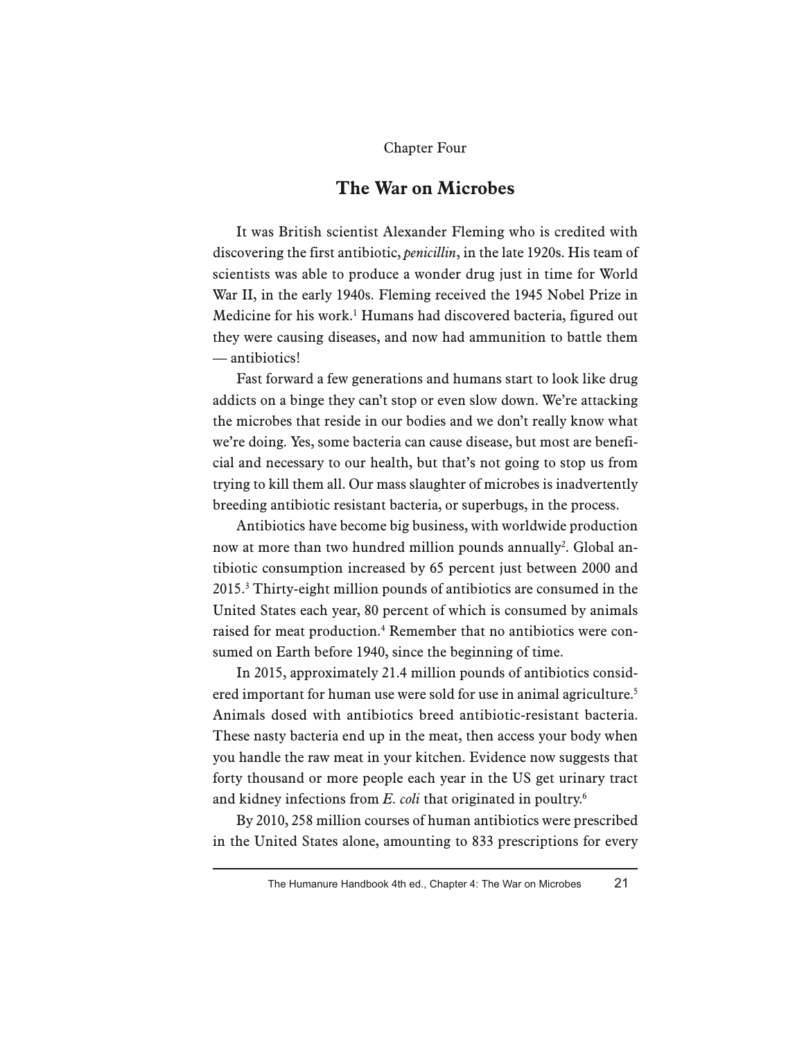Chapter Four

# The War on Microbes

It was British scientist Alexander Fleming who is credited with discovering the first antibiotic, *penicillin*, in the late 1920s. His team of scientists was able to produce a wonder drug just in time for World War II, in the early 1940s. Fleming received the 1945 Nobel Prize in Medicine for his work.[1] Humans had discovered bacteria, figured out they were causing diseases, and now had ammunition to battle them — antibiotics!

Fast forward a few generations and humans start to look like drug addicts on a binge they can't stop or even slow down. We're attacking the microbes that reside in our bodies and we don't really know what we're doing. Yes, some bacteria can cause disease, but most are beneficial and necessary to our health, but that's not going to stop us from trying to kill them all. Our mass slaughter of microbes is inadvertently breeding antibiotic resistant bacteria, or superbugs, in the process.

Antibiotics have become big business, with worldwide production now at more than two hundred million pounds annually[2]. Global antibiotic consumption increased by 65 percent just between 2000 and 2015.[3] Thirty-eight million pounds of antibiotics are consumed in the United States each year, 80 percent of which is consumed by animals raised for meat production.[4] Remember that no antibiotics were consumed on Earth before 1940, since the beginning of time.

In 2015, approximately 21.4 million pounds of antibiotics considered important for human use were sold for use in animal agriculture.[5] Animals dosed with antibiotics breed antibiotic-resistant bacteria. These nasty bacteria end up in the meat, then access your body when you handle the raw meat in your kitchen. Evidence now suggests that forty thousand or more people each year in the US get urinary tract and kidney infections from *E. coli* that originated in poultry.[6]

By 2010, 258 million courses of human antibiotics were prescribed in the United States alone, amounting to 833 prescriptions for every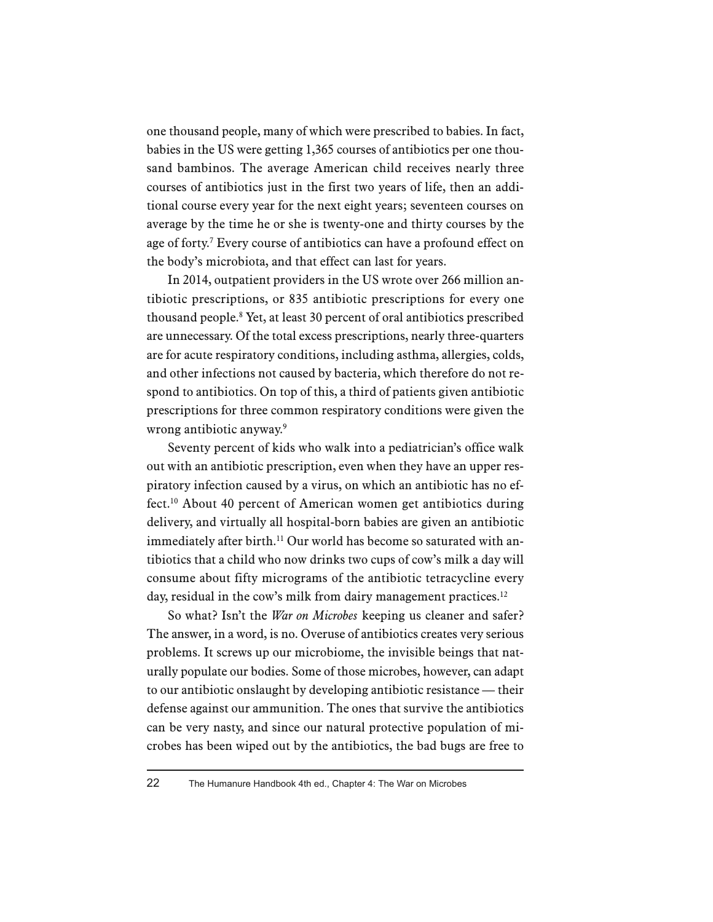one thousand people, many of which were prescribed to babies. In fact, babies in the US were getting 1,365 courses of antibiotics per one thousand bambinos. The average American child receives nearly three courses of antibiotics just in the first two years of life, then an additional course every year for the next eight years; seventeen courses on average by the time he or she is twenty-one and thirty courses by the age of forty.[7] Every course of antibiotics can have a profound effect on the body's microbiota, and that effect can last for years.

In 2014, outpatient providers in the US wrote over 266 million antibiotic prescriptions, or 835 antibiotic prescriptions for every one thousand people.[8] Yet, at least 30 percent of oral antibiotics prescribed are unnecessary. Of the total excess prescriptions, nearly three-quarters are for acute respiratory conditions, including asthma, allergies, colds, and other infections not caused by bacteria, which therefore do not respond to antibiotics. On top of this, a third of patients given antibiotic prescriptions for three common respiratory conditions were given the wrong antibiotic anyway.[9]

Seventy percent of kids who walk into a pediatrician's office walk out with an antibiotic prescription, even when they have an upper respiratory infection caused by a virus, on which an antibiotic has no effect.[10] About 40 percent of American women get antibiotics during delivery, and virtually all hospital-born babies are given an antibiotic immediately after birth.[11] Our world has become so saturated with antibiotics that a child who now drinks two cups of cow's milk a day will consume about fifty micrograms of the antibiotic tetracycline every day, residual in the cow's milk from dairy management practices.[12]

So what? Isn't the *War on Microbes* keeping us cleaner and safer? The answer, in a word, is no. Overuse of antibiotics creates very serious problems. It screws up our microbiome, the invisible beings that naturally populate our bodies. Some of those microbes, however, can adapt to our antibiotic onslaught by developing antibiotic resistance — their defense against our ammunition. The ones that survive the antibiotics can be very nasty, and since our natural protective population of microbes has been wiped out by the antibiotics, the bad bugs are free to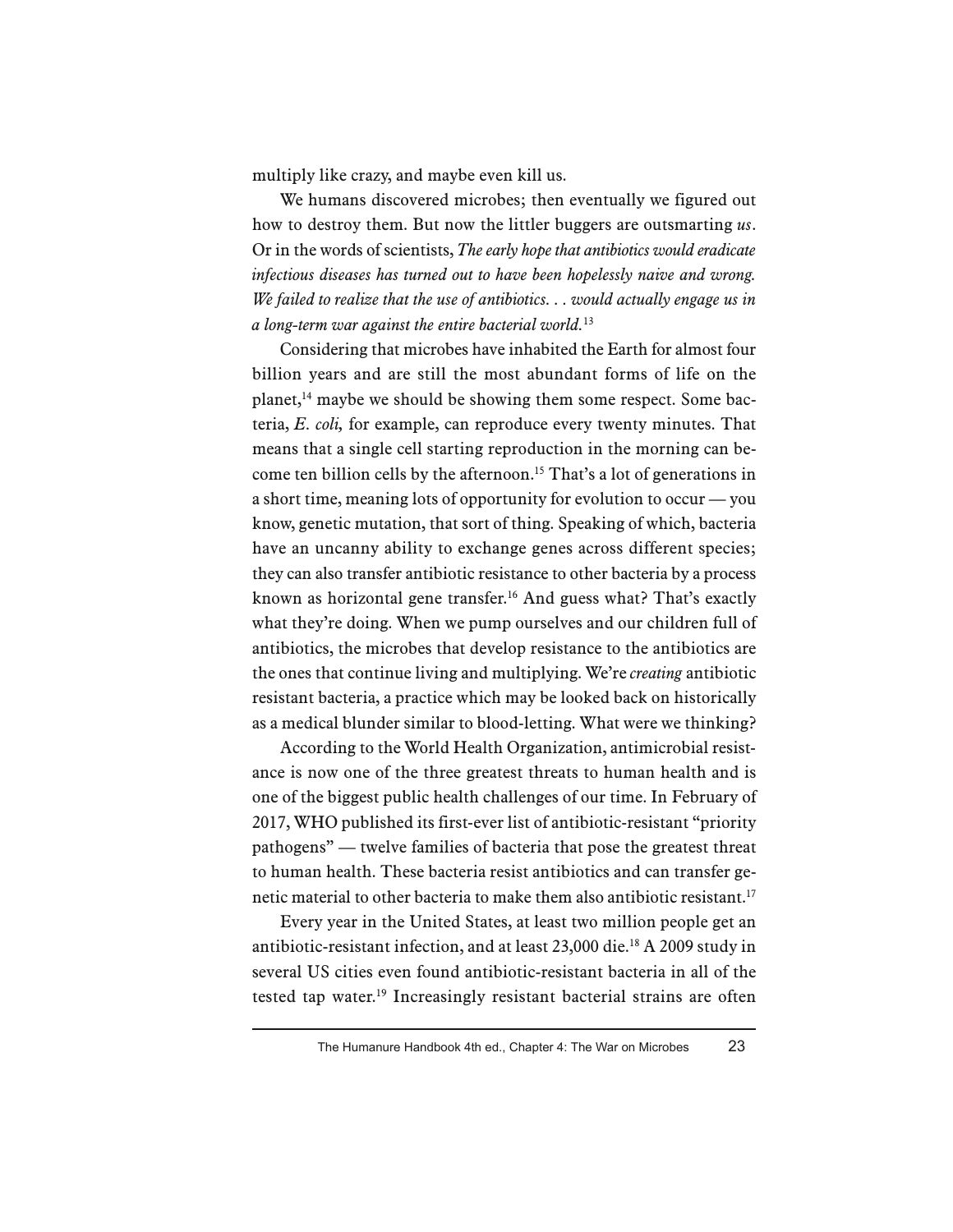multiply like crazy, and maybe even kill us.

We humans discovered microbes; then eventually we figured out how to destroy them. But now the littler buggers are outsmarting *us*. Or in the words of scientists, *The early hope that antibiotics would eradicate infectious diseases has turned out to have been hopelessly naive and wrong. We failed to realize that the use of antibiotics. . . would actually engage us in a long-term war against the entire bacterial world.*[13]

Considering that microbes have inhabited the Earth for almost four billion years and are still the most abundant forms of life on the planet,[14] maybe we should be showing them some respect. Some bacteria, *E. coli,* for example, can reproduce every twenty minutes. That means that a single cell starting reproduction in the morning can become ten billion cells by the afternoon.[15] That's a lot of generations in a short time, meaning lots of opportunity for evolution to occur — you know, genetic mutation, that sort of thing. Speaking of which, bacteria have an uncanny ability to exchange genes across different species; they can also transfer antibiotic resistance to other bacteria by a process known as horizontal gene transfer.[16] And guess what? That's exactly what they're doing. When we pump ourselves and our children full of antibiotics, the microbes that develop resistance to the antibiotics are the ones that continue living and multiplying. We're *creating* antibiotic resistant bacteria, a practice which may be looked back on historically as a medical blunder similar to blood-letting. What were we thinking?

According to the World Health Organization, antimicrobial resistance is now one of the three greatest threats to human health and is one of the biggest public health challenges of our time. In February of 2017, WHO published its first-ever list of antibiotic-resistant "priority pathogens" — twelve families of bacteria that pose the greatest threat to human health. These bacteria resist antibiotics and can transfer genetic material to other bacteria to make them also antibiotic resistant.[17]

Every year in the United States, at least two million people get an antibiotic-resistant infection, and at least 23,000 die.[18] A 2009 study in several US cities even found antibiotic-resistant bacteria in all of the tested tap water.[19] Increasingly resistant bacterial strains are often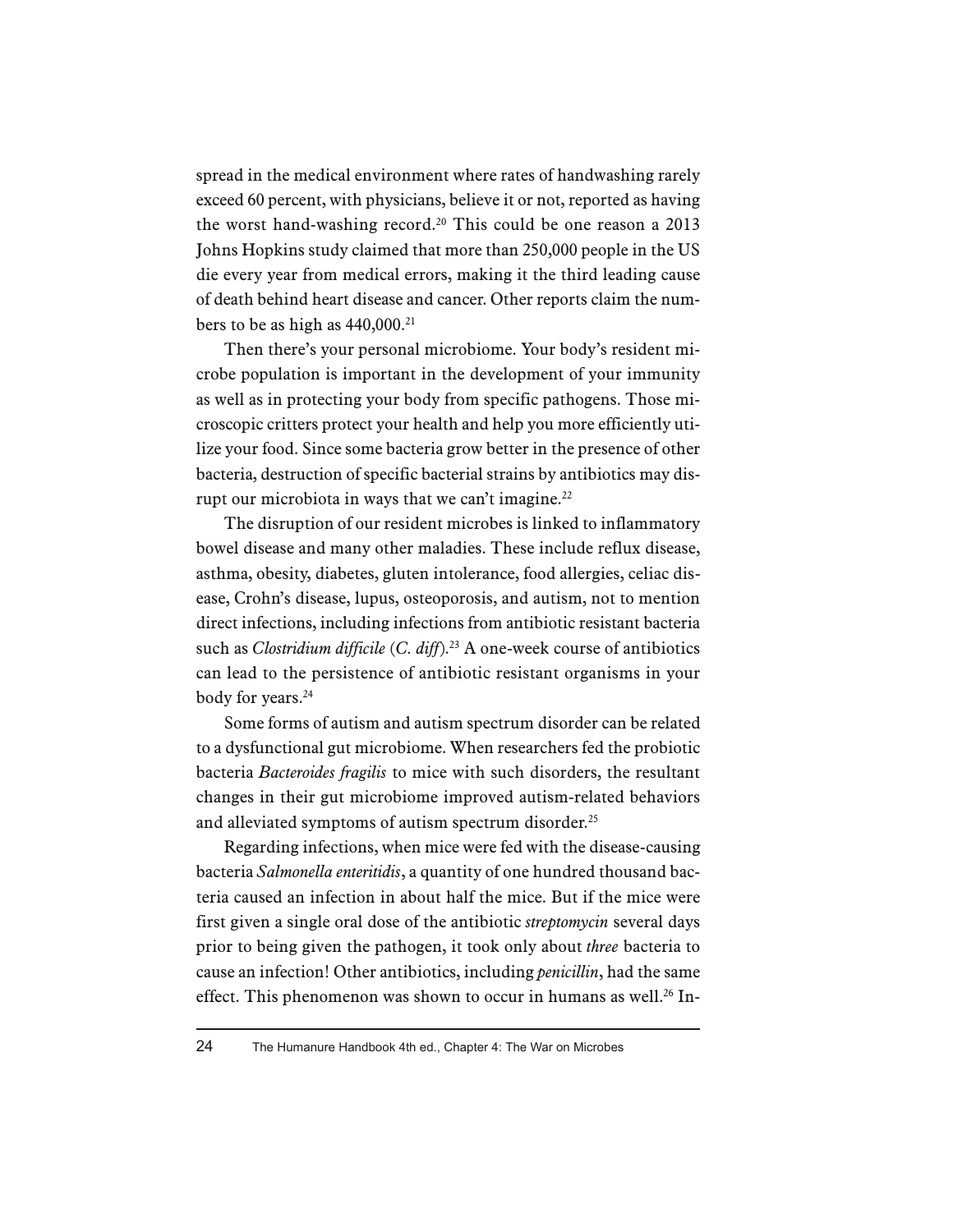spread in the medical environment where rates of handwashing rarely exceed 60 percent, with physicians, believe it or not, reported as having the worst hand-washing record.[20] This could be one reason a 2013 Johns Hopkins study claimed that more than 250,000 people in the US die every year from medical errors, making it the third leading cause of death behind heart disease and cancer. Other reports claim the numbers to be as high as 440,000.[21]

Then there's your personal microbiome. Your body's resident microbe population is important in the development of your immunity as well as in protecting your body from specific pathogens. Those microscopic critters protect your health and help you more efficiently utilize your food. Since some bacteria grow better in the presence of other bacteria, destruction of specific bacterial strains by antibiotics may disrupt our microbiota in ways that we can't imagine.[22]

The disruption of our resident microbes is linked to inflammatory bowel disease and many other maladies. These include reflux disease, asthma, obesity, diabetes, gluten intolerance, food allergies, celiac disease, Crohn's disease, lupus, osteoporosis, and autism, not to mention direct infections, including infections from antibiotic resistant bacteria such as *Clostridium difficile* (*C. diff*).[23] A one-week course of antibiotics can lead to the persistence of antibiotic resistant organisms in your body for years.[24]

Some forms of autism and autism spectrum disorder can be related to a dysfunctional gut microbiome. When researchers fed the probiotic bacteria *Bacteroides fragilis* to mice with such disorders, the resultant changes in their gut microbiome improved autism-related behaviors and alleviated symptoms of autism spectrum disorder.[25]

Regarding infections, when mice were fed with the disease-causing bacteria *Salmonella enteritidis*, a quantity of one hundred thousand bacteria caused an infection in about half the mice. But if the mice were first given a single oral dose of the antibiotic *streptomycin* several days prior to being given the pathogen, it took only about *three* bacteria to cause an infection! Other antibiotics, including *penicillin*, had the same effect. This phenomenon was shown to occur in humans as well.[26] In-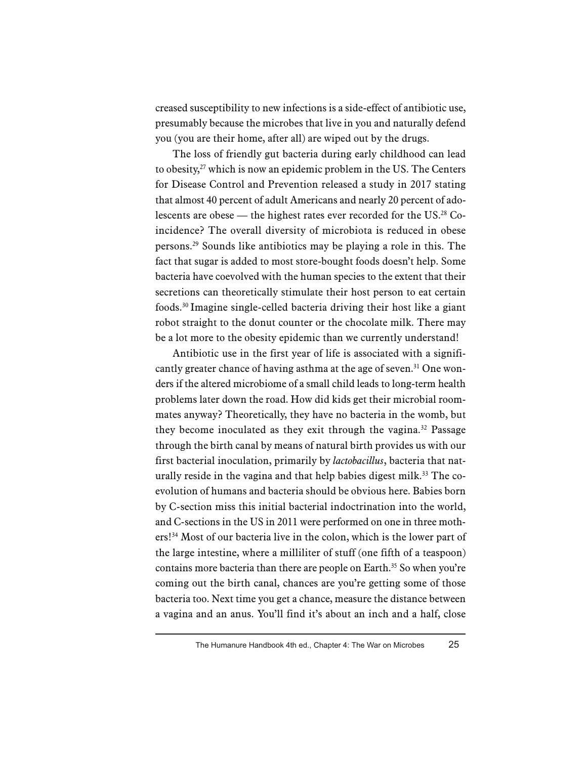creased susceptibility to new infections is a side-effect of antibiotic use, presumably because the microbes that live in you and naturally defend you (you are their home, after all) are wiped out by the drugs.

The loss of friendly gut bacteria during early childhood can lead to obesity,[27] which is now an epidemic problem in the US. The Centers for Disease Control and Prevention released a study in 2017 stating that almost 40 percent of adult Americans and nearly 20 percent of adolescents are obese — the highest rates ever recorded for the US.[28] Coincidence? The overall diversity of microbiota is reduced in obese persons.[29] Sounds like antibiotics may be playing a role in this. The fact that sugar is added to most store-bought foods doesn't help. Some bacteria have coevolved with the human species to the extent that their secretions can theoretically stimulate their host person to eat certain foods.[30] Imagine single-celled bacteria driving their host like a giant robot straight to the donut counter or the chocolate milk. There may be a lot more to the obesity epidemic than we currently understand!

Antibiotic use in the first year of life is associated with a significantly greater chance of having asthma at the age of seven.[31] One wonders if the altered microbiome of a small child leads to long-term health problems later down the road. How did kids get their microbial roommates anyway? Theoretically, they have no bacteria in the womb, but they become inoculated as they exit through the vagina.[32] Passage through the birth canal by means of natural birth provides us with our first bacterial inoculation, primarily by *lactobacillus*, bacteria that naturally reside in the vagina and that help babies digest milk.[33] The coevolution of humans and bacteria should be obvious here. Babies born by C-section miss this initial bacterial indoctrination into the world, and C-sections in the US in 2011 were performed on one in three mothers![34] Most of our bacteria live in the colon, which is the lower part of the large intestine, where a milliliter of stuff (one fifth of a teaspoon) contains more bacteria than there are people on Earth.[35] So when you're coming out the birth canal, chances are you're getting some of those bacteria too. Next time you get a chance, measure the distance between a vagina and an anus. You'll find it's about an inch and a half, close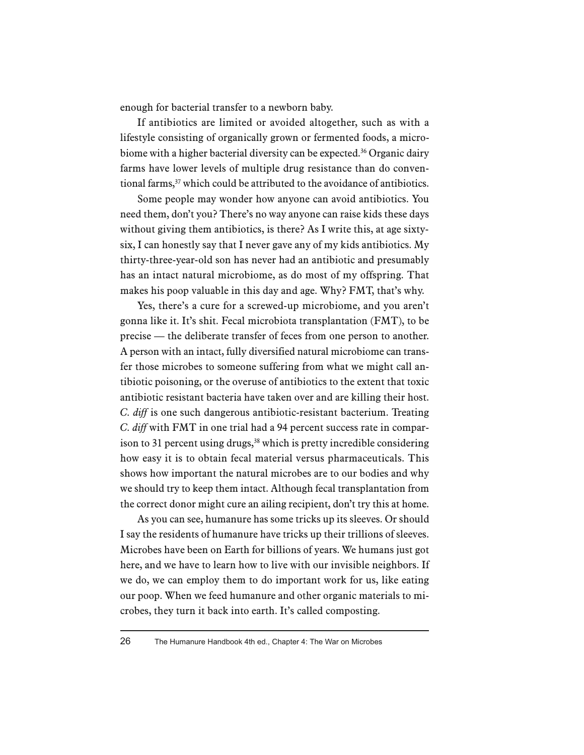enough for bacterial transfer to a newborn baby.

If antibiotics are limited or avoided altogether, such as with a lifestyle consisting of organically grown or fermented foods, a microbiome with a higher bacterial diversity can be expected.[36] Organic dairy farms have lower levels of multiple drug resistance than do conventional farms,[37] which could be attributed to the avoidance of antibiotics.

Some people may wonder how anyone can avoid antibiotics. You need them, don't you? There's no way anyone can raise kids these days without giving them antibiotics, is there? As I write this, at age sixty-six, I can honestly say that I never gave any of my kids antibiotics. My thirty-three-year-old son has never had an antibiotic and presumably has an intact natural microbiome, as do most of my offspring. That makes his poop valuable in this day and age. Why? FMT, that's why.

Yes, there's a cure for a screwed-up microbiome, and you aren't gonna like it. It's shit. Fecal microbiota transplantation (FMT), to be precise — the deliberate transfer of feces from one person to another. A person with an intact, fully diversified natural microbiome can transfer those microbes to someone suffering from what we might call antibiotic poisoning, or the overuse of antibiotics to the extent that toxic antibiotic resistant bacteria have taken over and are killing their host. *C. diff* is one such dangerous antibiotic-resistant bacterium. Treating *C. diff* with FMT in one trial had a 94 percent success rate in comparison to 31 percent using drugs,[38] which is pretty incredible considering how easy it is to obtain fecal material versus pharmaceuticals. This shows how important the natural microbes are to our bodies and why we should try to keep them intact. Although fecal transplantation from the correct donor might cure an ailing recipient, don't try this at home.

As you can see, humanure has some tricks up its sleeves. Or should I say the residents of humanure have tricks up their trillions of sleeves. Microbes have been on Earth for billions of years. We humans just got here, and we have to learn how to live with our invisible neighbors. If we do, we can employ them to do important work for us, like eating our poop. When we feed humanure and other organic materials to microbes, they turn it back into earth. It's called composting.